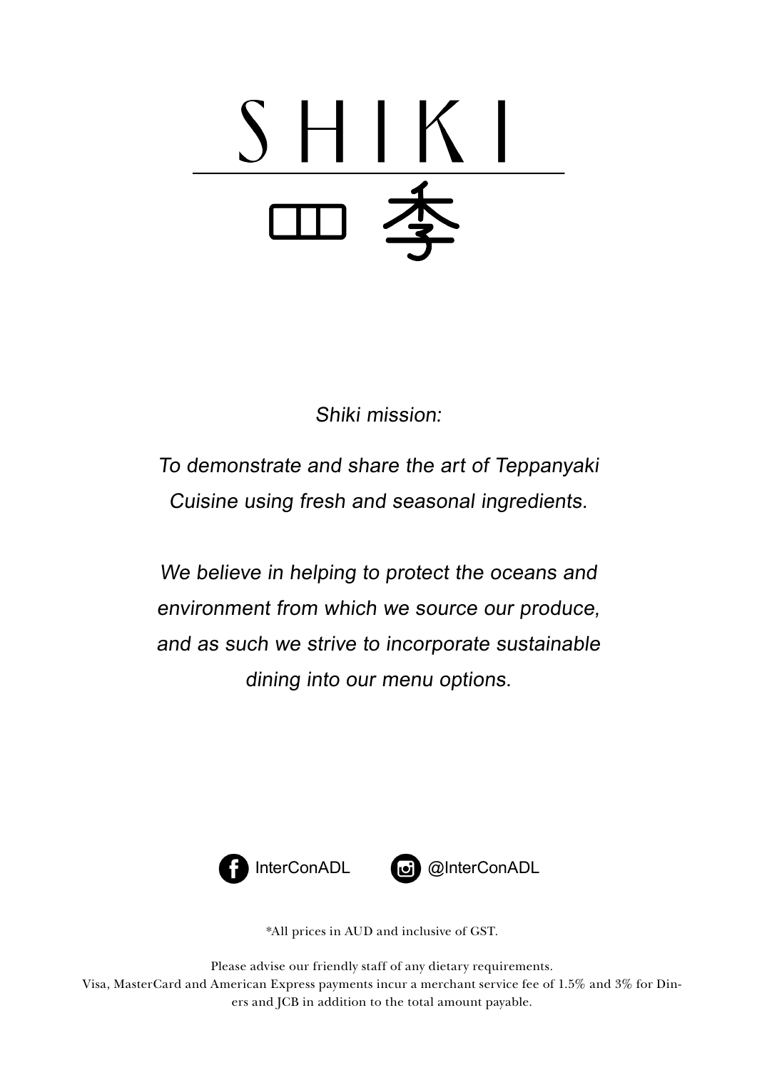# SHIKI

四季

*Shiki mission:*

*To demonstrate and share the art of Teppanyaki Cuisine using fresh and seasonal ingredients.*

*We believe in helping to protect the oceans and environment from which we source our produce, and as such we strive to incorporate sustainable dining into our menu options.*

InterConADL @InterConADL

*All prices in AUD and inclusive of GST.

Please advise our friendly staff of any dietary requirements.
Visa, MasterCard and American Express payments incur a merchant service fee of 1.5% and 3% for Diners and JCB in addition to the total amount payable.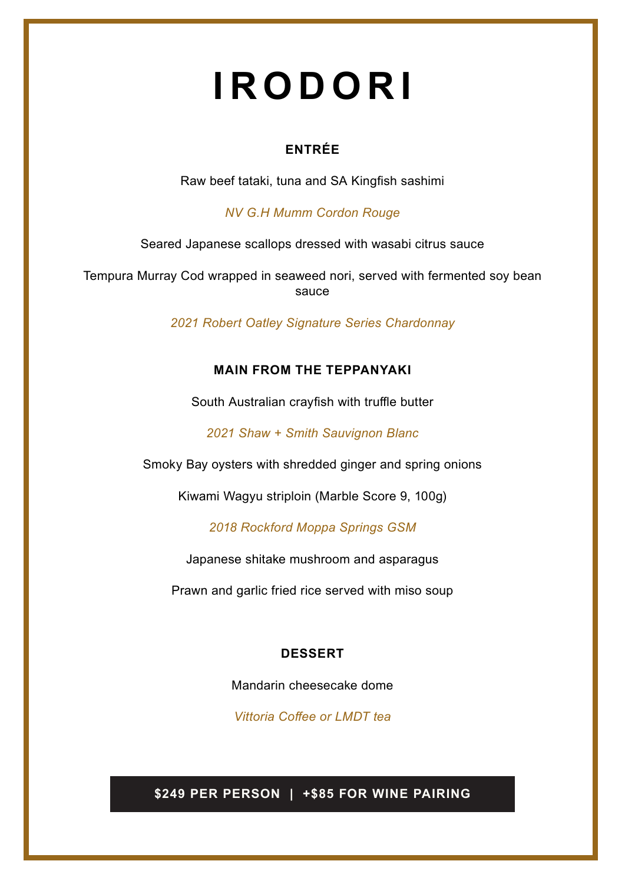# IRODORI

## ENTRÉE

Raw beef tataki, tuna and SA Kingfish sashimi

*NV G.H Mumm Cordon Rouge*

Seared Japanese scallops dressed with wasabi citrus sauce

Tempura Murray Cod wrapped in seaweed nori, served with fermented soy bean sauce

*2021 Robert Oatley Signature Series Chardonnay*

## MAIN FROM THE TEPPANYAKI

South Australian crayfish with truffle butter

*2021 Shaw + Smith Sauvignon Blanc*

Smoky Bay oysters with shredded ginger and spring onions

Kiwami Wagyu striploin (Marble Score 9, 100g)

*2018 Rockford Moppa Springs GSM*

Japanese shitake mushroom and asparagus

Prawn and garlic fried rice served with miso soup

## DESSERT

Mandarin cheesecake dome

*Vittoria Coffee or LMDT tea*

**$249 PER PERSON | +$85 FOR WINE PAIRING**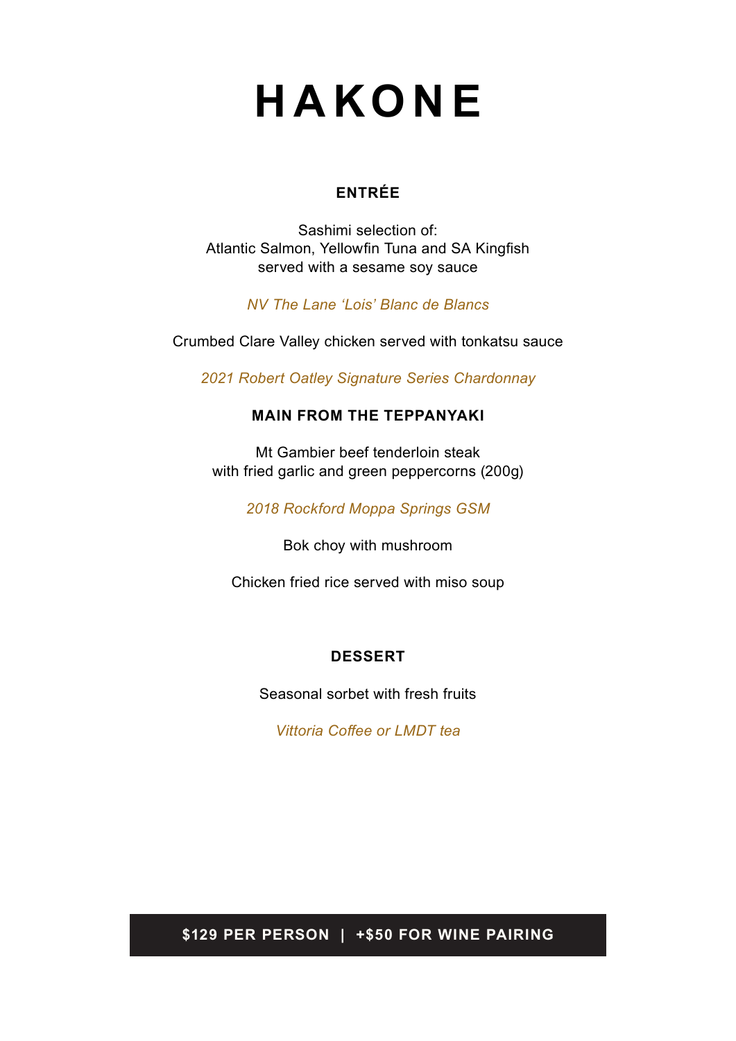# HAKONE

## ENTRÉE

Sashimi selection of:
Atlantic Salmon, Yellowfin Tuna and SA Kingfish
served with a sesame soy sauce

*NV The Lane 'Lois' Blanc de Blancs*

Crumbed Clare Valley chicken served with tonkatsu sauce

*2021 Robert Oatley Signature Series Chardonnay*

## MAIN FROM THE TEPPANYAKI

Mt Gambier beef tenderloin steak
with fried garlic and green peppercorns (200g)

*2018 Rockford Moppa Springs GSM*

Bok choy with mushroom

Chicken fried rice served with miso soup

## DESSERT

Seasonal sorbet with fresh fruits

*Vittoria Coffee or LMDT tea*

**$129 PER PERSON | +$50 FOR WINE PAIRING**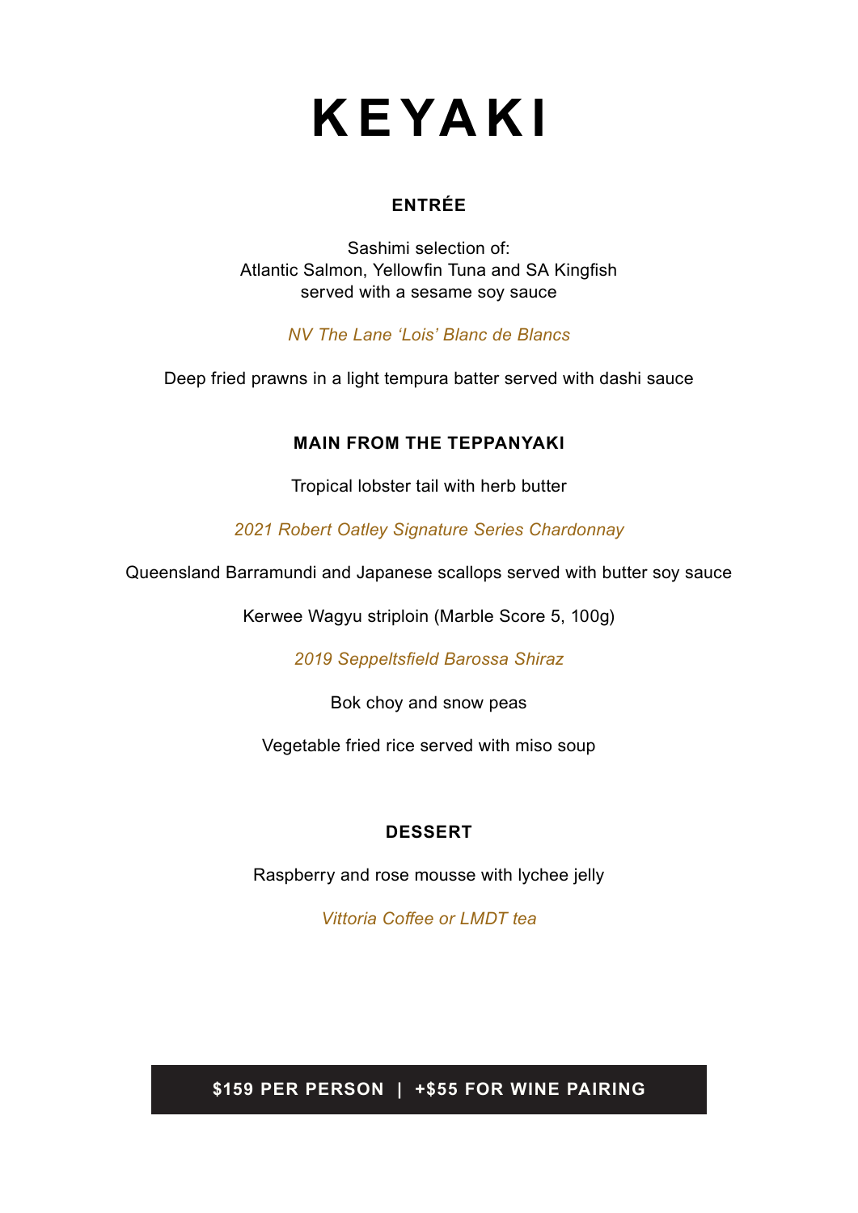# KEYAKI

### ENTRÉE

Sashimi selection of:
Atlantic Salmon, Yellowfin Tuna and SA Kingfish
served with a sesame soy sauce

*NV The Lane 'Lois' Blanc de Blancs*

Deep fried prawns in a light tempura batter served with dashi sauce

### MAIN FROM THE TEPPANYAKI

Tropical lobster tail with herb butter

*2021 Robert Oatley Signature Series Chardonnay*

Queensland Barramundi and Japanese scallops served with butter soy sauce

Kerwee Wagyu striploin (Marble Score 5, 100g)

*2019 Seppeltsfield Barossa Shiraz*

Bok choy and snow peas

Vegetable fried rice served with miso soup

### DESSERT

Raspberry and rose mousse with lychee jelly

*Vittoria Coffee or LMDT tea*

**$159 PER PERSON | +$55 FOR WINE PAIRING**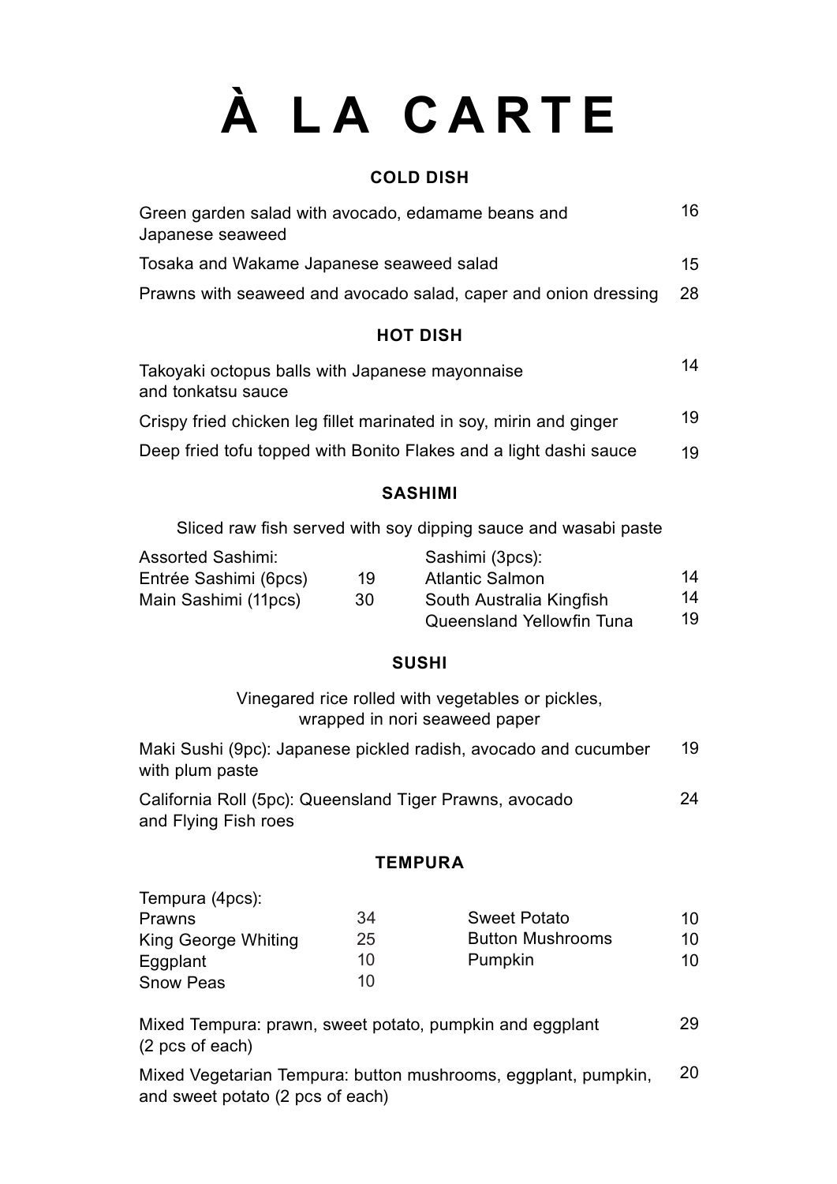# À LA CARTE

## COLD DISH

| Item | Price |
|---|---|
| Green garden salad with avocado, edamame beans and Japanese seaweed | 16 |
| Tosaka and Wakame Japanese seaweed salad | 15 |
| Prawns with seaweed and avocado salad, caper and onion dressing | 28 |

## HOT DISH

| Item | Price |
|---|---|
| Takoyaki octopus balls with Japanese mayonnaise and tonkatsu sauce | 14 |
| Crispy fried chicken leg fillet marinated in soy, mirin and ginger | 19 |
| Deep fried tofu topped with Bonito Flakes and a light dashi sauce | 19 |

## SASHIMI

Sliced raw fish served with soy dipping sauce and wasabi paste

Assorted Sashimi:

| Item | Price |
|---|---|
| Entrée Sashimi (6pcs) | 19 |
| Main Sashimi (11pcs) | 30 |

Sashimi (3pcs):

| Item | Price |
|---|---|
| Atlantic Salmon | 14 |
| South Australia Kingfish | 14 |
| Queensland Yellowfin Tuna | 19 |

## SUSHI

Vinegared rice rolled with vegetables or pickles, wrapped in nori seaweed paper

| Item | Price |
|---|---|
| Maki Sushi (9pc): Japanese pickled radish, avocado and cucumber with plum paste | 19 |
| California Roll (5pc): Queensland Tiger Prawns, avocado and Flying Fish roes | 24 |

## TEMPURA

Tempura (4pcs):

| Item | Price |
|---|---|
| Prawns | 34 |
| King George Whiting | 25 |
| Eggplant | 10 |
| Snow Peas | 10 |
| Sweet Potato | 10 |
| Button Mushrooms | 10 |
| Pumpkin | 10 |

| Item | Price |
|---|---|
| Mixed Tempura: prawn, sweet potato, pumpkin and eggplant (2 pcs of each) | 29 |
| Mixed Vegetarian Tempura: button mushrooms, eggplant, pumpkin, and sweet potato (2 pcs of each) | 20 |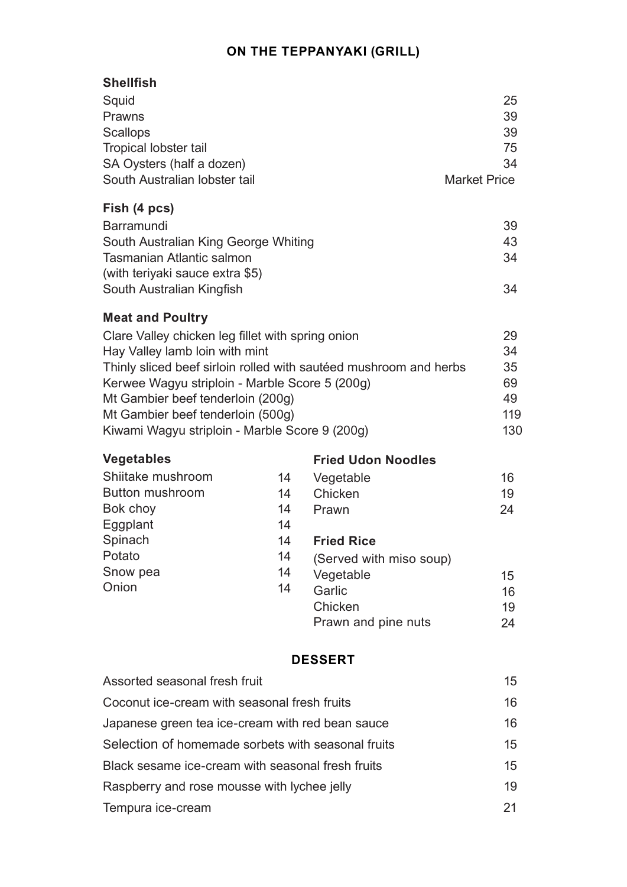## ON THE TEPPANYAKI (GRILL)

### Shellfish

| Item | Price |
| --- | --- |
| Squid | 25 |
| Prawns | 39 |
| Scallops | 39 |
| Tropical lobster tail | 75 |
| SA Oysters (half a dozen) | 34 |
| South Australian lobster tail | Market Price |

### Fish (4 pcs)

| Item | Price |
| --- | --- |
| Barramundi | 39 |
| South Australian King George Whiting | 43 |
| Tasmanian Atlantic salmon (with teriyaki sauce extra $5) | 34 |
| South Australian Kingfish | 34 |

### Meat and Poultry

| Item | Price |
| --- | --- |
| Clare Valley chicken leg fillet with spring onion | 29 |
| Hay Valley lamb loin with mint | 34 |
| Thinly sliced beef sirloin rolled with sautéed mushroom and herbs | 35 |
| Kerwee Wagyu striploin - Marble Score 5 (200g) | 69 |
| Mt Gambier beef tenderloin (200g) | 49 |
| Mt Gambier beef tenderloin (500g) | 119 |
| Kiwami Wagyu striploin - Marble Score 9 (200g) | 130 |

### Vegetables

| Item | Price |
| --- | --- |
| Shiitake mushroom | 14 |
| Button mushroom | 14 |
| Bok choy | 14 |
| Eggplant | 14 |
| Spinach | 14 |
| Potato | 14 |
| Snow pea | 14 |
| Onion | 14 |

### Fried Udon Noodles

| Item | Price |
| --- | --- |
| Vegetable | 16 |
| Chicken | 19 |
| Prawn | 24 |

### Fried Rice

(Served with miso soup)

| Item | Price |
| --- | --- |
| Vegetable | 15 |
| Garlic | 16 |
| Chicken | 19 |
| Prawn and pine nuts | 24 |

## DESSERT

| Item | Price |
| --- | --- |
| Assorted seasonal fresh fruit | 15 |
| Coconut ice-cream with seasonal fresh fruits | 16 |
| Japanese green tea ice-cream with red bean sauce | 16 |
| Selection of homemade sorbets with seasonal fruits | 15 |
| Black sesame ice-cream with seasonal fresh fruits | 15 |
| Raspberry and rose mousse with lychee jelly | 19 |
| Tempura ice-cream | 21 |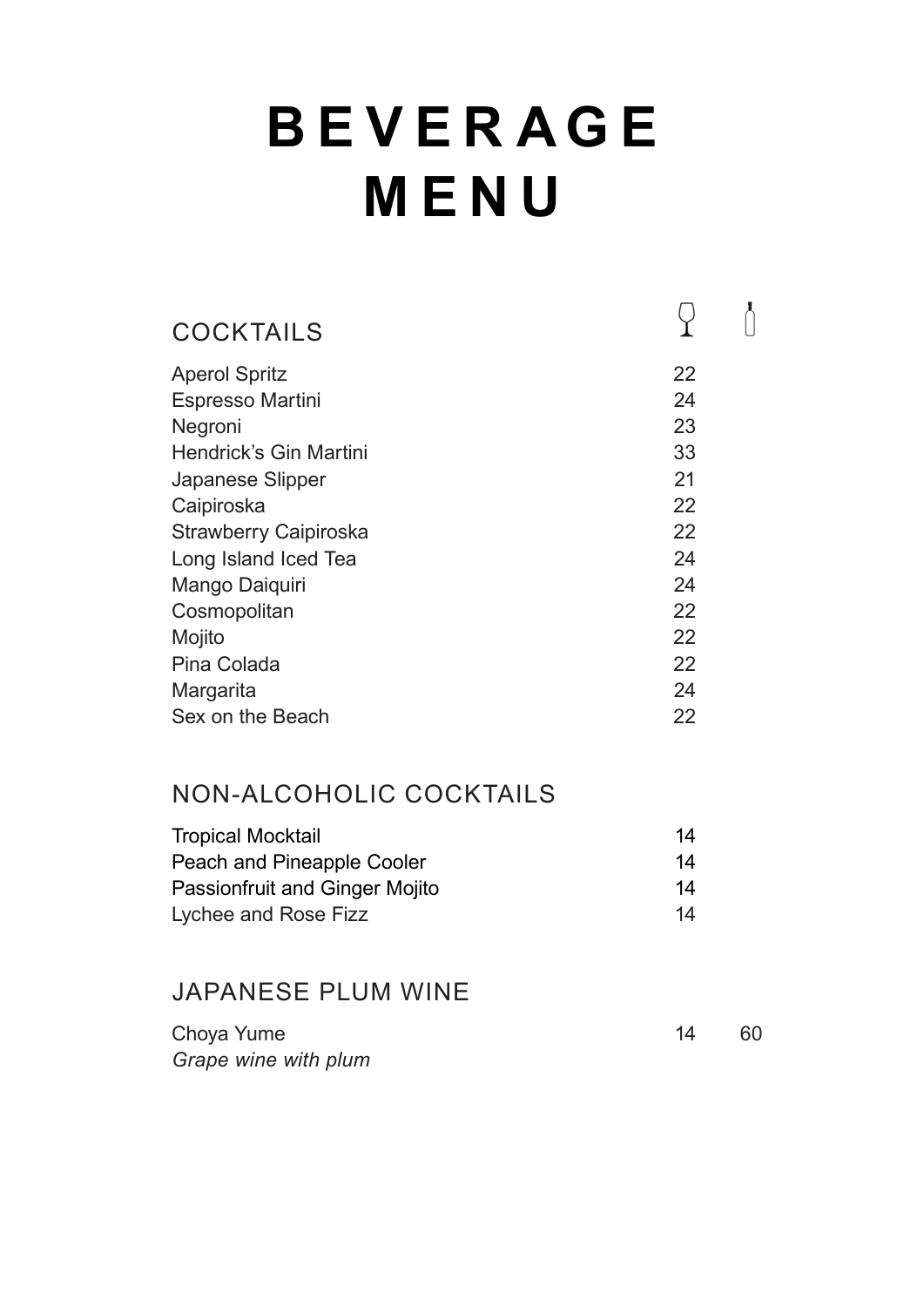# BEVERAGE MENU

| COCKTAILS | Glass | Bottle |
|---|---|---|
| Aperol Spritz | 22 | |
| Espresso Martini | 24 | |
| Negroni | 23 | |
| Hendrick's Gin Martini | 33 | |
| Japanese Slipper | 21 | |
| Caipiroska | 22 | |
| Strawberry Caipiroska | 22 | |
| Long Island Iced Tea | 24 | |
| Mango Daiquiri | 24 | |
| Cosmopolitan | 22 | |
| Mojito | 22 | |
| Pina Colada | 22 | |
| Margarita | 24 | |
| Sex on the Beach | 22 | |

## NON-ALCOHOLIC COCKTAILS

| | |
|---|---|
| Tropical Mocktail | 14 |
| Peach and Pineapple Cooler | 14 |
| Passionfruit and Ginger Mojito | 14 |
| Lychee and Rose Fizz | 14 |

## JAPANESE PLUM WINE

| | Glass | Bottle |
|---|---|---|
| Choya Yume<br>*Grape wine with plum* | 14 | 60 |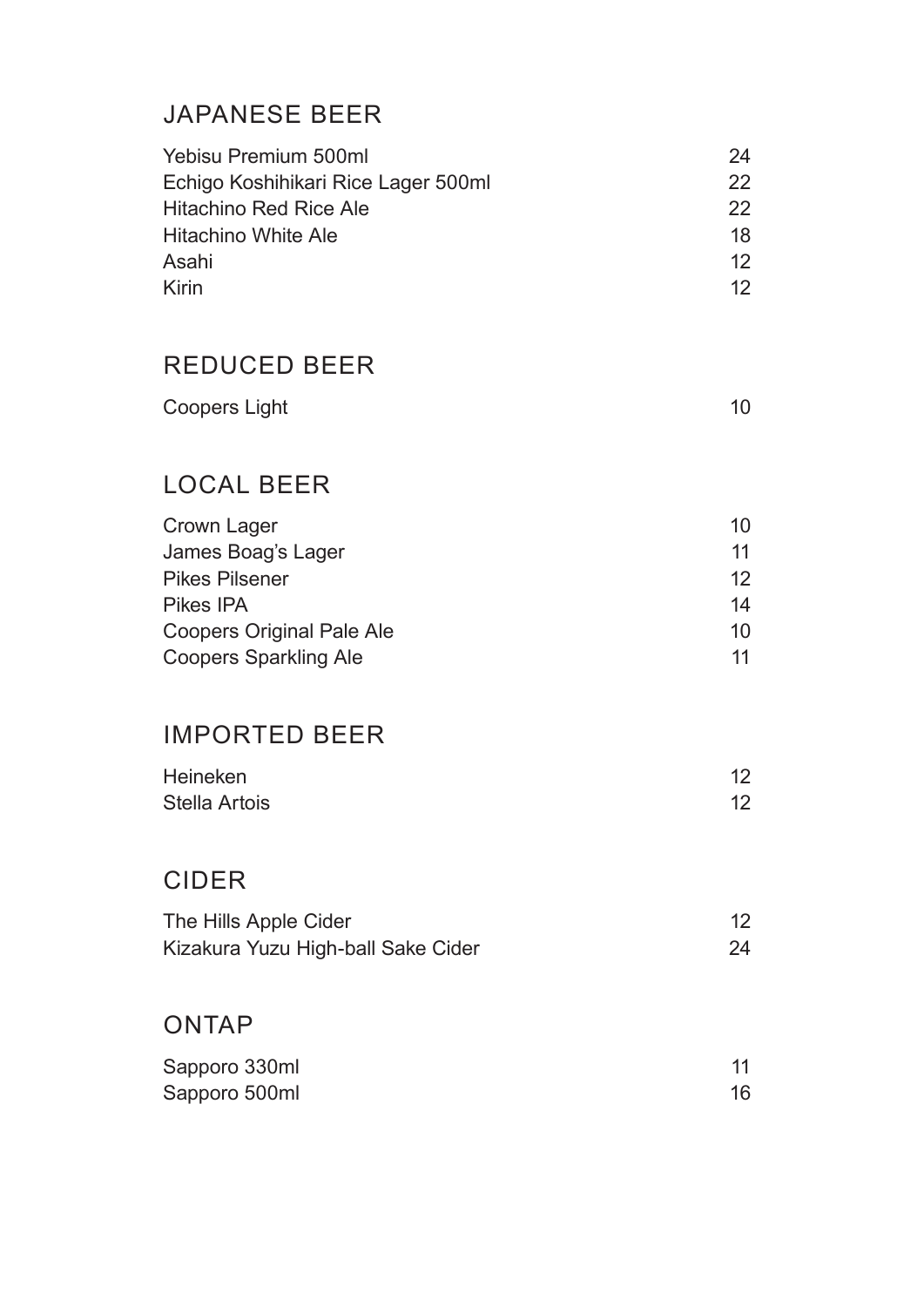## JAPANESE BEER

| | |
|---|---|
| Yebisu Premium 500ml | 24 |
| Echigo Koshihikari Rice Lager 500ml | 22 |
| Hitachino Red Rice Ale | 22 |
| Hitachino White Ale | 18 |
| Asahi | 12 |
| Kirin | 12 |

## REDUCED BEER

| | |
|---|---|
| Coopers Light | 10 |

## LOCAL BEER

| | |
|---|---|
| Crown Lager | 10 |
| James Boag's Lager | 11 |
| Pikes Pilsener | 12 |
| Pikes IPA | 14 |
| Coopers Original Pale Ale | 10 |
| Coopers Sparkling Ale | 11 |

## IMPORTED BEER

| | |
|---|---|
| Heineken | 12 |
| Stella Artois | 12 |

## CIDER

| | |
|---|---|
| The Hills Apple Cider | 12 |
| Kizakura Yuzu High-ball Sake Cider | 24 |

## ONTAP

| | |
|---|---|
| Sapporo 330ml | 11 |
| Sapporo 500ml | 16 |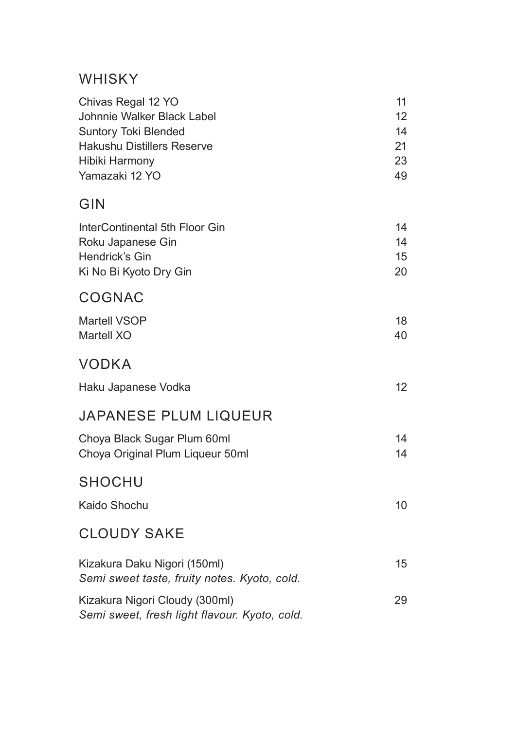## WHISKY

| | |
|---|---|
| Chivas Regal 12 YO | 11 |
| Johnnie Walker Black Label | 12 |
| Suntory Toki Blended | 14 |
| Hakushu Distillers Reserve | 21 |
| Hibiki Harmony | 23 |
| Yamazaki 12 YO | 49 |

## GIN

| | |
|---|---|
| InterContinental 5th Floor Gin | 14 |
| Roku Japanese Gin | 14 |
| Hendrick's Gin | 15 |
| Ki No Bi Kyoto Dry Gin | 20 |

## COGNAC

| | |
|---|---|
| Martell VSOP | 18 |
| Martell XO | 40 |

## VODKA

| | |
|---|---|
| Haku Japanese Vodka | 12 |

## JAPANESE PLUM LIQUEUR

| | |
|---|---|
| Choya Black Sugar Plum 60ml | 14 |
| Choya Original Plum Liqueur 50ml | 14 |

## SHOCHU

| | |
|---|---|
| Kaido Shochu | 10 |

## CLOUDY SAKE

| | |
|---|---|
| Kizakura Daku Nigori (150ml)<br>*Semi sweet taste, fruity notes. Kyoto, cold.* | 15 |
| Kizakura Nigori Cloudy (300ml)<br>*Semi sweet, fresh light flavour. Kyoto, cold.* | 29 |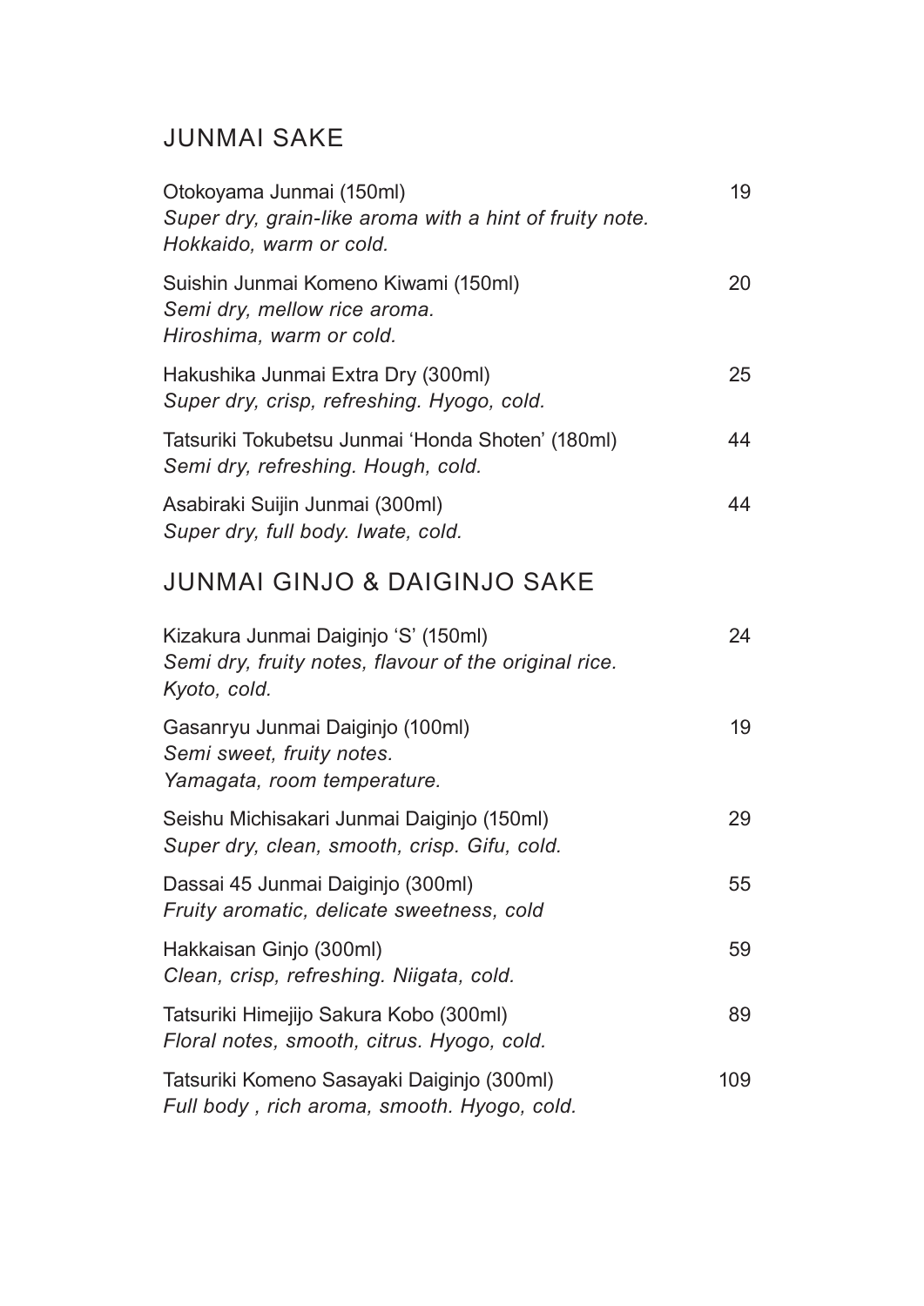## JUNMAI SAKE

Otokoyama Junmai (150ml) 19
*Super dry, grain-like aroma with a hint of fruity note.*
*Hokkaido, warm or cold.*

Suishin Junmai Komeno Kiwami (150ml) 20
*Semi dry, mellow rice aroma.*
*Hiroshima, warm or cold.*

Hakushika Junmai Extra Dry (300ml) 25
*Super dry, crisp, refreshing. Hyogo, cold.*

Tatsuriki Tokubetsu Junmai 'Honda Shoten' (180ml) 44
*Semi dry, refreshing. Hough, cold.*

Asabiraki Suijin Junmai (300ml) 44
*Super dry, full body. Iwate, cold.*

## JUNMAI GINJO & DAIGINJO SAKE

Kizakura Junmai Daiginjo 'S' (150ml) 24
*Semi dry, fruity notes, flavour of the original rice.*
*Kyoto, cold.*

Gasanryu Junmai Daiginjo (100ml) 19
*Semi sweet, fruity notes.*
*Yamagata, room temperature.*

Seishu Michisakari Junmai Daiginjo (150ml) 29
*Super dry, clean, smooth, crisp. Gifu, cold.*

Dassai 45 Junmai Daiginjo (300ml) 55
*Fruity aromatic, delicate sweetness, cold*

Hakkaisan Ginjo (300ml) 59
*Clean, crisp, refreshing. Niigata, cold.*

Tatsuriki Himejijo Sakura Kobo (300ml) 89
*Floral notes, smooth, citrus. Hyogo, cold.*

Tatsuriki Komeno Sasayaki Daiginjo (300ml) 109
*Full body , rich aroma, smooth. Hyogo, cold.*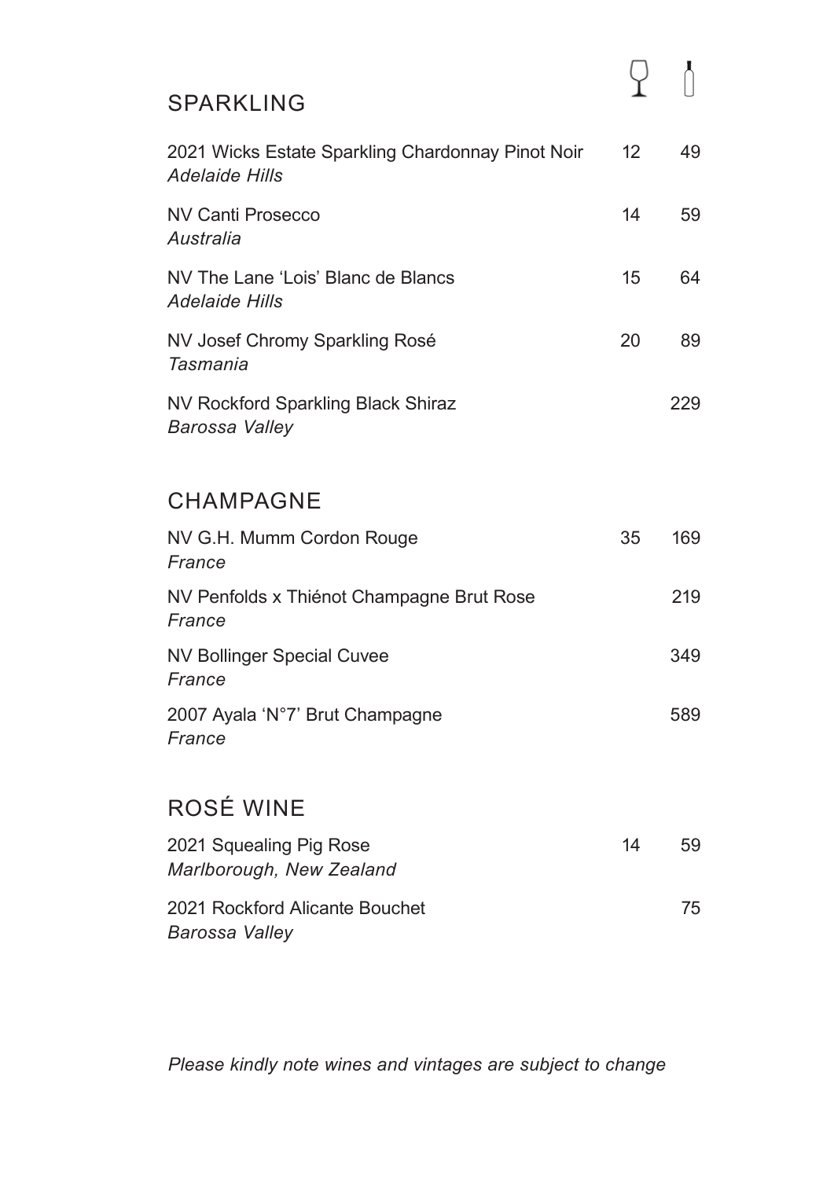## SPARKLING

| Wine | Glass | Bottle |
|---|---|---|
| 2021 Wicks Estate Sparkling Chardonnay Pinot Noir<br>*Adelaide Hills* | 12 | 49 |
| NV Canti Prosecco<br>*Australia* | 14 | 59 |
| NV The Lane 'Lois' Blanc de Blancs<br>*Adelaide Hills* | 15 | 64 |
| NV Josef Chromy Sparkling Rosé<br>*Tasmania* | 20 | 89 |
| NV Rockford Sparkling Black Shiraz<br>*Barossa Valley* | | 229 |

## CHAMPAGNE

| Wine | Glass | Bottle |
|---|---|---|
| NV G.H. Mumm Cordon Rouge<br>*France* | 35 | 169 |
| NV Penfolds x Thiénot Champagne Brut Rose<br>*France* | | 219 |
| NV Bollinger Special Cuvee<br>*France* | | 349 |
| 2007 Ayala 'N°7' Brut Champagne<br>*France* | | 589 |

## ROSÉ WINE

| Wine | Glass | Bottle |
|---|---|---|
| 2021 Squealing Pig Rose<br>*Marlborough, New Zealand* | 14 | 59 |
| 2021 Rockford Alicante Bouchet<br>*Barossa Valley* | | 75 |

*Please kindly note wines and vintages are subject to change*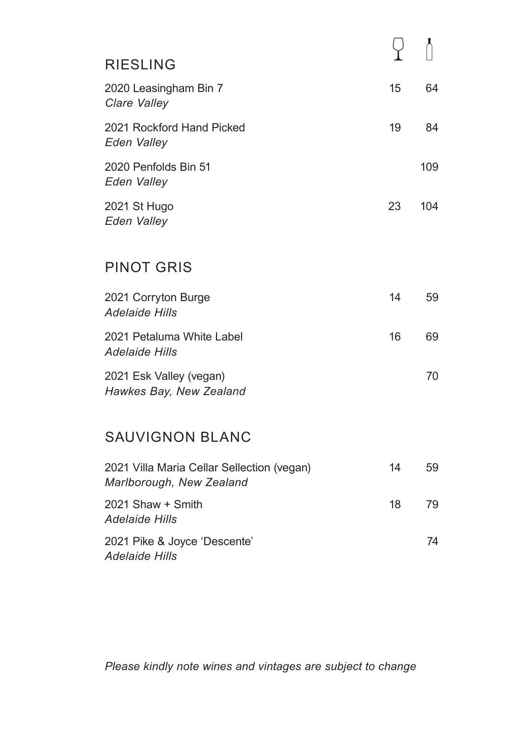## RIESLING

| Wine | Glass | Bottle |
|---|---|---|
| 2020 Leasingham Bin 7<br>*Clare Valley* | 15 | 64 |
| 2021 Rockford Hand Picked<br>*Eden Valley* | 19 | 84 |
| 2020 Penfolds Bin 51<br>*Eden Valley* | | 109 |
| 2021 St Hugo<br>*Eden Valley* | 23 | 104 |

## PINOT GRIS

| Wine | Glass | Bottle |
|---|---|---|
| 2021 Corryton Burge<br>*Adelaide Hills* | 14 | 59 |
| 2021 Petaluma White Label<br>*Adelaide Hills* | 16 | 69 |
| 2021 Esk Valley (vegan)<br>*Hawkes Bay, New Zealand* | | 70 |

## SAUVIGNON BLANC

| Wine | Glass | Bottle |
|---|---|---|
| 2021 Villa Maria Cellar Sellection (vegan)<br>*Marlborough, New Zealand* | 14 | 59 |
| 2021 Shaw + Smith<br>*Adelaide Hills* | 18 | 79 |
| 2021 Pike & Joyce 'Descente'<br>*Adelaide Hills* | | 74 |

*Please kindly note wines and vintages are subject to change*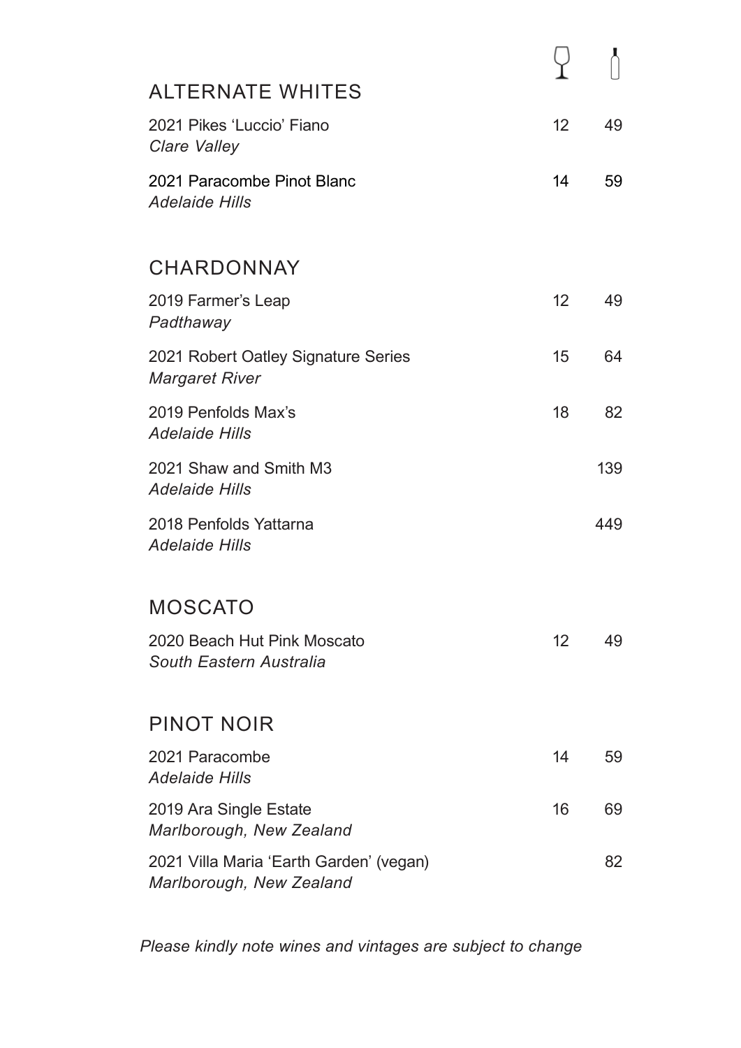## ALTERNATE WHITES

| Wine | Glass | Bottle |
|---|---|---|
| 2021 Pikes 'Luccio' Fiano<br>*Clare Valley* | 12 | 49 |
| 2021 Paracombe Pinot Blanc<br>*Adelaide Hills* | 14 | 59 |

## CHARDONNAY

| Wine | Glass | Bottle |
|---|---|---|
| 2019 Farmer's Leap<br>*Padthaway* | 12 | 49 |
| 2021 Robert Oatley Signature Series<br>*Margaret River* | 15 | 64 |
| 2019 Penfolds Max's<br>*Adelaide Hills* | 18 | 82 |
| 2021 Shaw and Smith M3<br>*Adelaide Hills* | | 139 |
| 2018 Penfolds Yattarna<br>*Adelaide Hills* | | 449 |

## MOSCATO

| Wine | Glass | Bottle |
|---|---|---|
| 2020 Beach Hut Pink Moscato<br>*South Eastern Australia* | 12 | 49 |

## PINOT NOIR

| Wine | Glass | Bottle |
|---|---|---|
| 2021 Paracombe<br>*Adelaide Hills* | 14 | 59 |
| 2019 Ara Single Estate<br>*Marlborough, New Zealand* | 16 | 69 |
| 2021 Villa Maria 'Earth Garden' (vegan)<br>*Marlborough, New Zealand* | | 82 |

*Please kindly note wines and vintages are subject to change*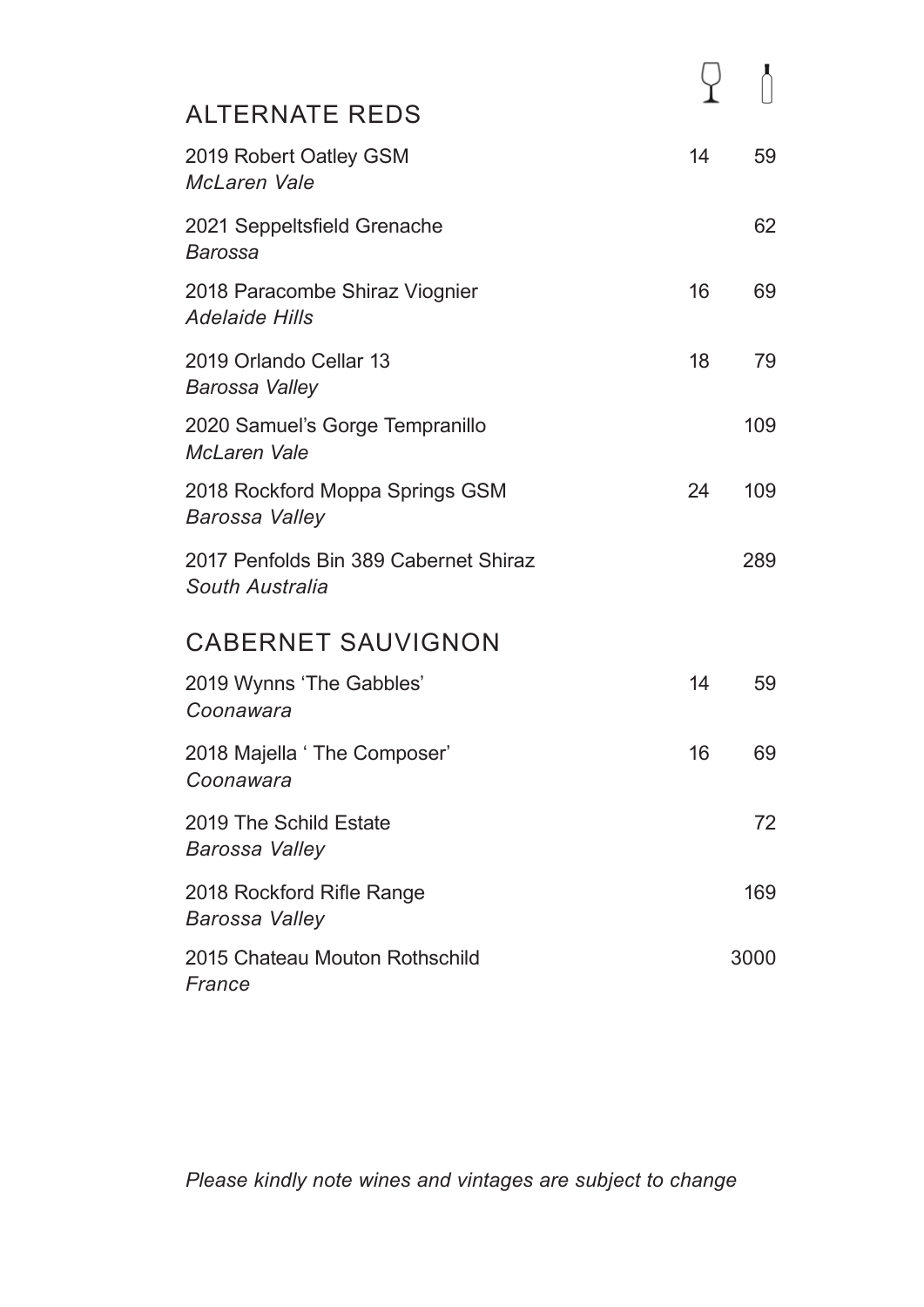## ALTERNATE REDS

| Wine | Glass | Bottle |
|---|---|---|
| 2019 Robert Oatley GSM<br>*McLaren Vale* | 14 | 59 |
| 2021 Seppeltsfield Grenache<br>*Barossa* | | 62 |
| 2018 Paracombe Shiraz Viognier<br>*Adelaide Hills* | 16 | 69 |
| 2019 Orlando Cellar 13<br>*Barossa Valley* | 18 | 79 |
| 2020 Samuel's Gorge Tempranillo<br>*McLaren Vale* | | 109 |
| 2018 Rockford Moppa Springs GSM<br>*Barossa Valley* | 24 | 109 |
| 2017 Penfolds Bin 389 Cabernet Shiraz<br>*South Australia* | | 289 |

## CABERNET SAUVIGNON

| Wine | Glass | Bottle |
|---|---|---|
| 2019 Wynns 'The Gabbles'<br>*Coonawara* | 14 | 59 |
| 2018 Majella ' The Composer'<br>*Coonawara* | 16 | 69 |
| 2019 The Schild Estate<br>*Barossa Valley* | | 72 |
| 2018 Rockford Rifle Range<br>*Barossa Valley* | | 169 |
| 2015 Chateau Mouton Rothschild<br>*France* | | 3000 |

*Please kindly note wines and vintages are subject to change*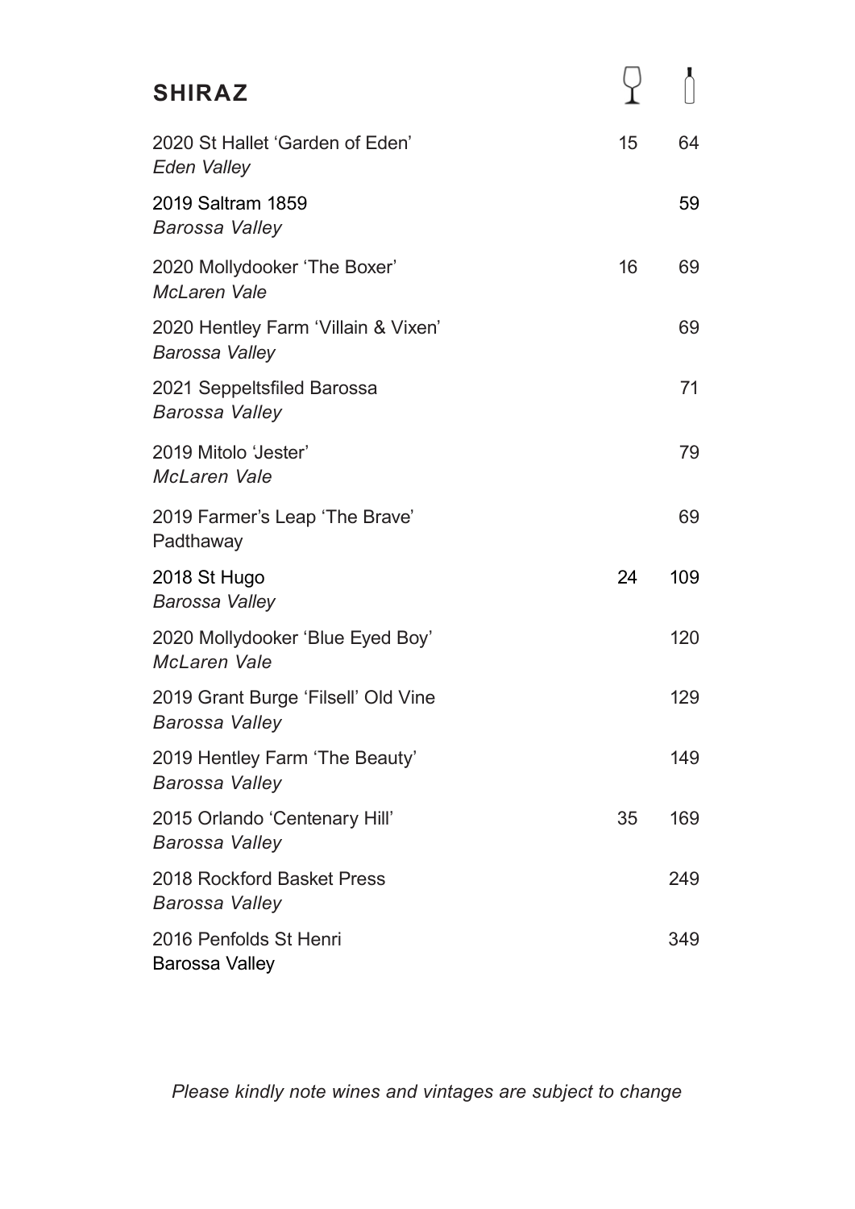## SHIRAZ

| Wine | Glass | Bottle |
|---|---|---|
| 2020 St Hallet 'Garden of Eden' *Eden Valley* | 15 | 64 |
| 2019 Saltram 1859 *Barossa Valley* | | 59 |
| 2020 Mollydooker 'The Boxer' *McLaren Vale* | 16 | 69 |
| 2020 Hentley Farm 'Villain & Vixen' *Barossa Valley* | | 69 |
| 2021 Seppeltsfiled Barossa *Barossa Valley* | | 71 |
| 2019 Mitolo 'Jester' *McLaren Vale* | | 79 |
| 2019 Farmer's Leap 'The Brave' Padthaway | | 69 |
| 2018 St Hugo *Barossa Valley* | 24 | 109 |
| 2020 Mollydooker 'Blue Eyed Boy' *McLaren Vale* | | 120 |
| 2019 Grant Burge 'Filsell' Old Vine *Barossa Valley* | | 129 |
| 2019 Hentley Farm 'The Beauty' *Barossa Valley* | | 149 |
| 2015 Orlando 'Centenary Hill' *Barossa Valley* | 35 | 169 |
| 2018 Rockford Basket Press *Barossa Valley* | | 249 |
| 2016 Penfolds St Henri Barossa Valley | | 349 |

*Please kindly note wines and vintages are subject to change*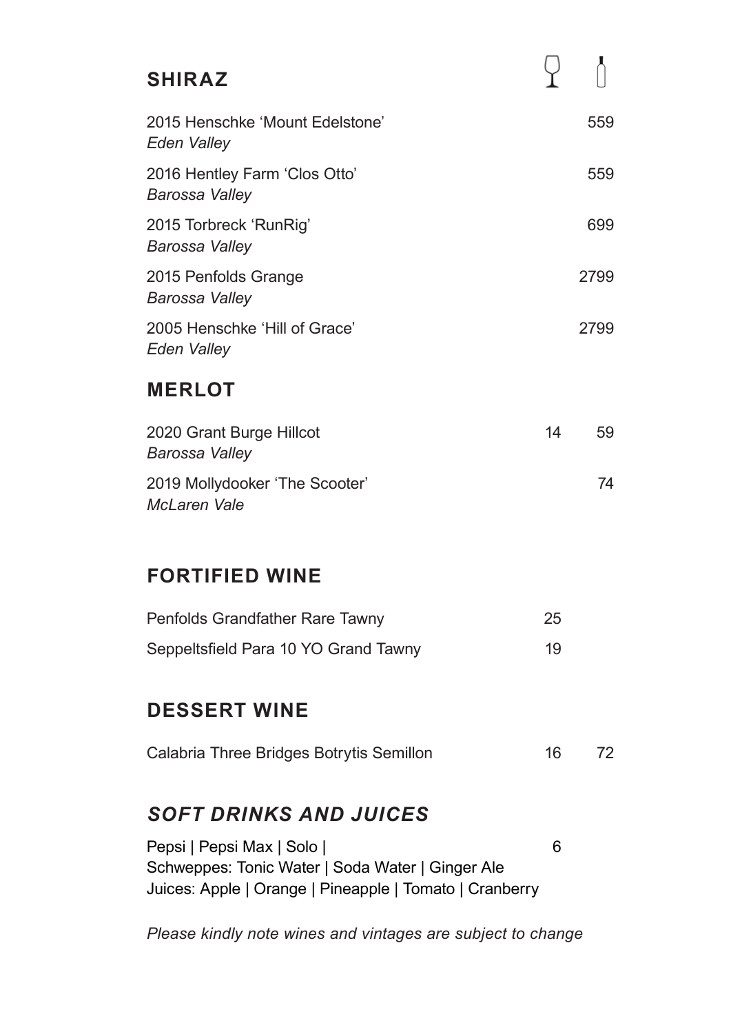## SHIRAZ

| | Glass | Bottle |
|---|---|---|
| 2015 Henschke 'Mount Edelstone' *Eden Valley* | | 559 |
| 2016 Hentley Farm 'Clos Otto' *Barossa Valley* | | 559 |
| 2015 Torbreck 'RunRig' *Barossa Valley* | | 699 |
| 2015 Penfolds Grange *Barossa Valley* | | 2799 |
| 2005 Henschke 'Hill of Grace' *Eden Valley* | | 2799 |

## MERLOT

| | | |
|---|---|---|
| 2020 Grant Burge Hillcot *Barossa Valley* | 14 | 59 |
| 2019 Mollydooker 'The Scooter' *McLaren Vale* | | 74 |

## FORTIFIED WINE

| | | |
|---|---|---|
| Penfolds Grandfather Rare Tawny | 25 | |
| Seppeltsfield Para 10 YO Grand Tawny | 19 | |

## DESSERT WINE

| | | |
|---|---|---|
| Calabria Three Bridges Botrytis Semillon | 16 | 72 |

## *SOFT DRINKS AND JUICES*

Pepsi | Pepsi Max | Solo | 6
Schweppes: Tonic Water | Soda Water | Ginger Ale
Juices: Apple | Orange | Pineapple | Tomato | Cranberry

*Please kindly note wines and vintages are subject to change*